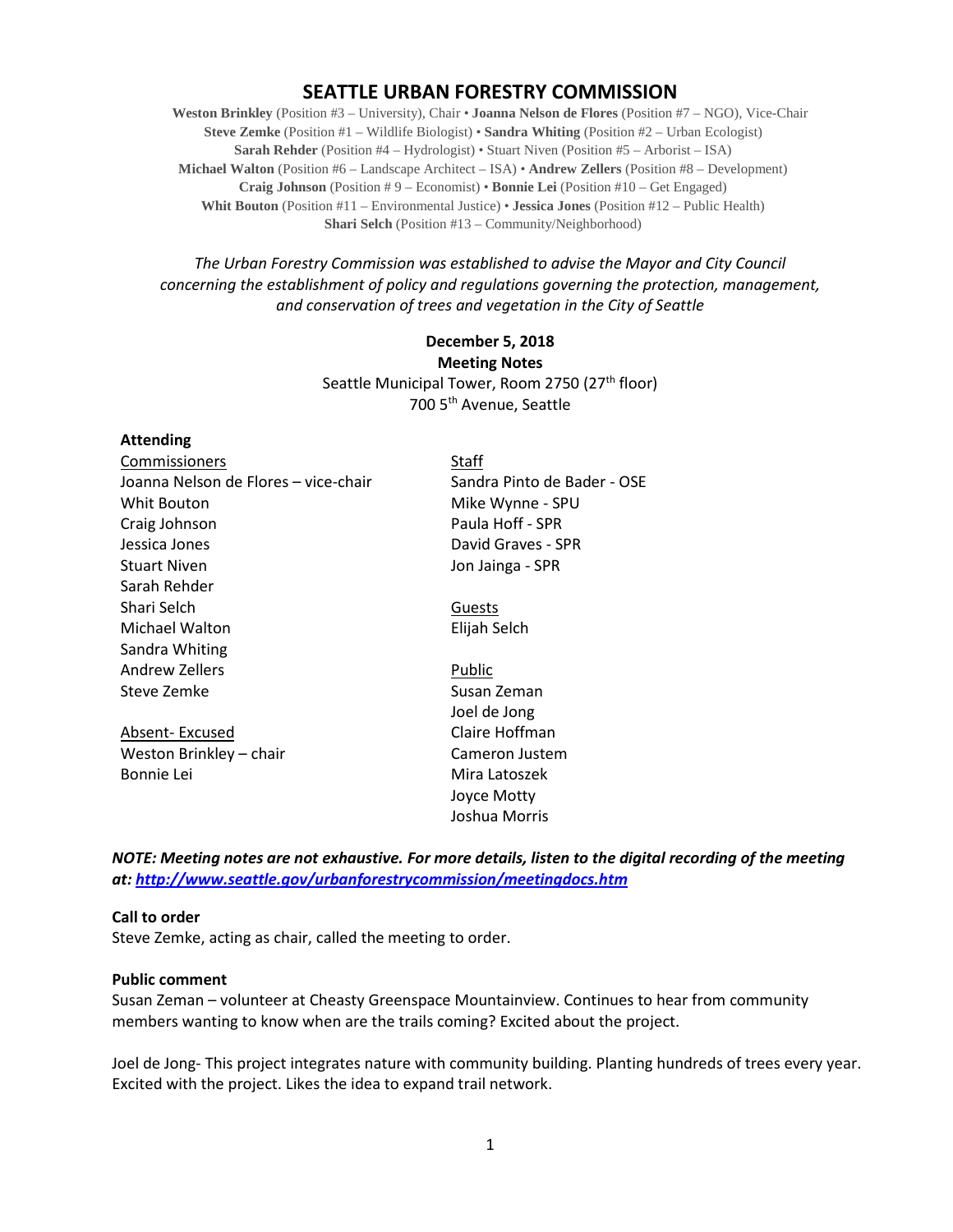# SEATTLE URBAN FORESTRY COMMISSION

**Weston Brinkley** (Position #3 – University), Chair • **Joanna Nelson de Flores** (Position #7 – NGO), Vice-Chair
**Steve Zemke** (Position #1 – Wildlife Biologist) • **Sandra Whiting** (Position #2 – Urban Ecologist)
**Sarah Rehder** (Position #4 – Hydrologist) • Stuart Niven (Position #5 – Arborist – ISA)
**Michael Walton** (Position #6 – Landscape Architect – ISA) • **Andrew Zellers** (Position #8 – Development)
**Craig Johnson** (Position # 9 – Economist) • **Bonnie Lei** (Position #10 – Get Engaged)
**Whit Bouton** (Position #11 – Environmental Justice) • **Jessica Jones** (Position #12 – Public Health)
**Shari Selch** (Position #13 – Community/Neighborhood)

*The Urban Forestry Commission was established to advise the Mayor and City Council concerning the establishment of policy and regulations governing the protection, management, and conservation of trees and vegetation in the City of Seattle*

**December 5, 2018**
**Meeting Notes**
Seattle Municipal Tower, Room 2750 (27th floor)
700 5th Avenue, Seattle

**Attending**

Commissioners
Joanna Nelson de Flores – vice-chair
Whit Bouton
Craig Johnson
Jessica Jones
Stuart Niven
Sarah Rehder
Shari Selch
Michael Walton
Sandra Whiting
Andrew Zellers
Steve Zemke

Absent- Excused
Weston Brinkley – chair
Bonnie Lei

Staff
Sandra Pinto de Bader - OSE
Mike Wynne - SPU
Paula Hoff - SPR
David Graves - SPR
Jon Jainga - SPR

Guests
Elijah Selch

Public
Susan Zeman
Joel de Jong
Claire Hoffman
Cameron Justem
Mira Latoszek
Joyce Motty
Joshua Morris

***NOTE: Meeting notes are not exhaustive. For more details, listen to the digital recording of the meeting at: [http://www.seattle.gov/urbanforestrycommission/meetingdocs.htm](http://www.seattle.gov/urbanforestrycommission/meetingdocs.htm)***

**Call to order**
Steve Zemke, acting as chair, called the meeting to order.

**Public comment**
Susan Zeman – volunteer at Cheasty Greenspace Mountainview. Continues to hear from community members wanting to know when are the trails coming? Excited about the project.

Joel de Jong- This project integrates nature with community building. Planting hundreds of trees every year. Excited with the project. Likes the idea to expand trail network.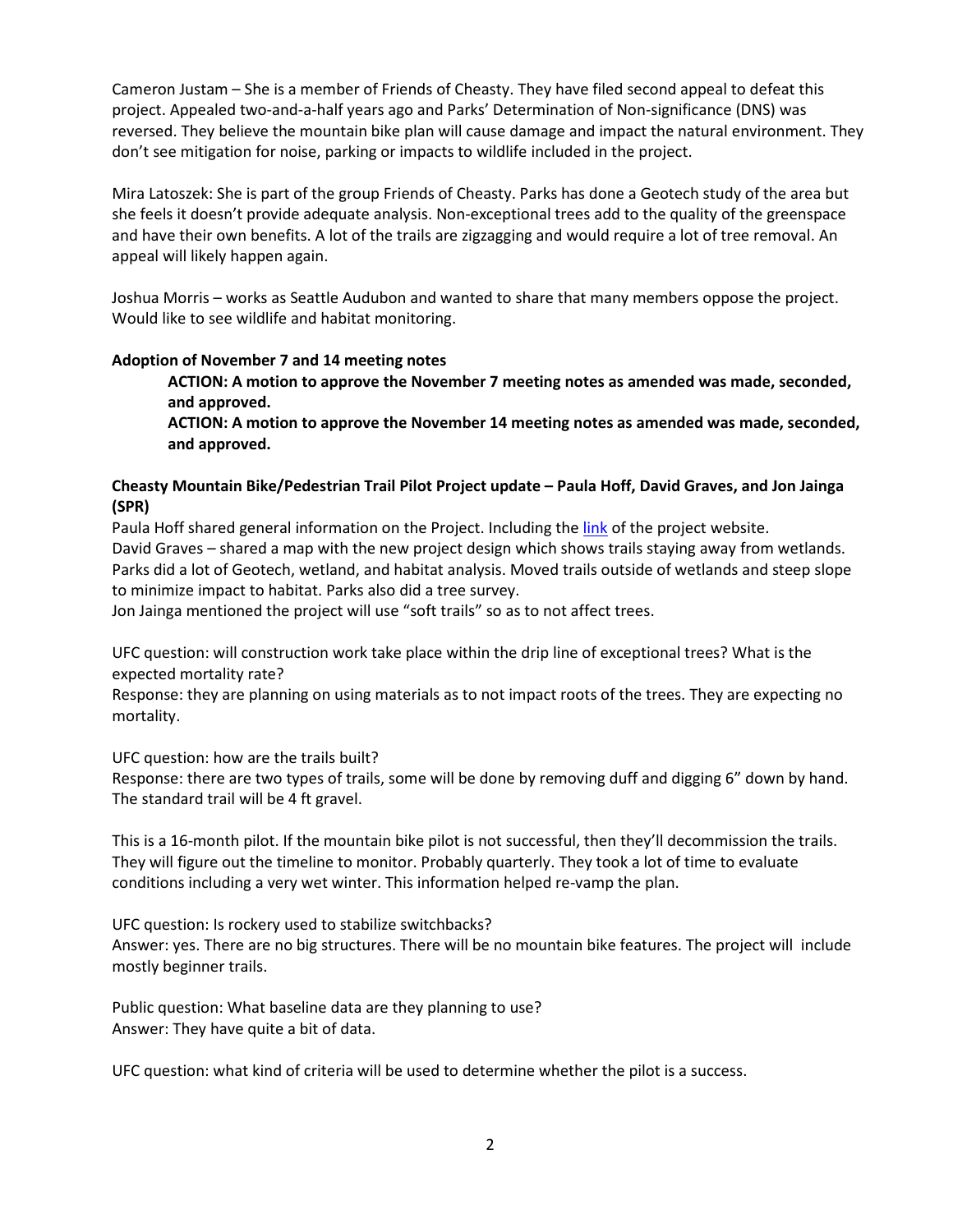Cameron Justam – She is a member of Friends of Cheasty. They have filed second appeal to defeat this project. Appealed two-and-a-half years ago and Parks' Determination of Non-significance (DNS) was reversed. They believe the mountain bike plan will cause damage and impact the natural environment. They don't see mitigation for noise, parking or impacts to wildlife included in the project.

Mira Latoszek: She is part of the group Friends of Cheasty. Parks has done a Geotech study of the area but she feels it doesn't provide adequate analysis. Non-exceptional trees add to the quality of the greenspace and have their own benefits. A lot of the trails are zigzagging and would require a lot of tree removal. An appeal will likely happen again.

Joshua Morris – works as Seattle Audubon and wanted to share that many members oppose the project. Would like to see wildlife and habitat monitoring.

**Adoption of November 7 and 14 meeting notes**

> **ACTION: A motion to approve the November 7 meeting notes as amended was made, seconded, and approved.**
>
> **ACTION: A motion to approve the November 14 meeting notes as amended was made, seconded, and approved.**

**Cheasty Mountain Bike/Pedestrian Trail Pilot Project update – Paula Hoff, David Graves, and Jon Jainga (SPR)**

Paula Hoff shared general information on the Project. Including the link of the project website.
David Graves – shared a map with the new project design which shows trails staying away from wetlands. Parks did a lot of Geotech, wetland, and habitat analysis. Moved trails outside of wetlands and steep slope to minimize impact to habitat. Parks also did a tree survey.
Jon Jainga mentioned the project will use "soft trails" so as to not affect trees.

UFC question: will construction work take place within the drip line of exceptional trees? What is the expected mortality rate?
Response: they are planning on using materials as to not impact roots of the trees. They are expecting no mortality.

UFC question: how are the trails built?
Response: there are two types of trails, some will be done by removing duff and digging 6" down by hand. The standard trail will be 4 ft gravel.

This is a 16-month pilot. If the mountain bike pilot is not successful, then they'll decommission the trails. They will figure out the timeline to monitor. Probably quarterly. They took a lot of time to evaluate conditions including a very wet winter. This information helped re-vamp the plan.

UFC question: Is rockery used to stabilize switchbacks?
Answer: yes. There are no big structures. There will be no mountain bike features. The project will include mostly beginner trails.

Public question: What baseline data are they planning to use?
Answer: They have quite a bit of data.

UFC question: what kind of criteria will be used to determine whether the pilot is a success.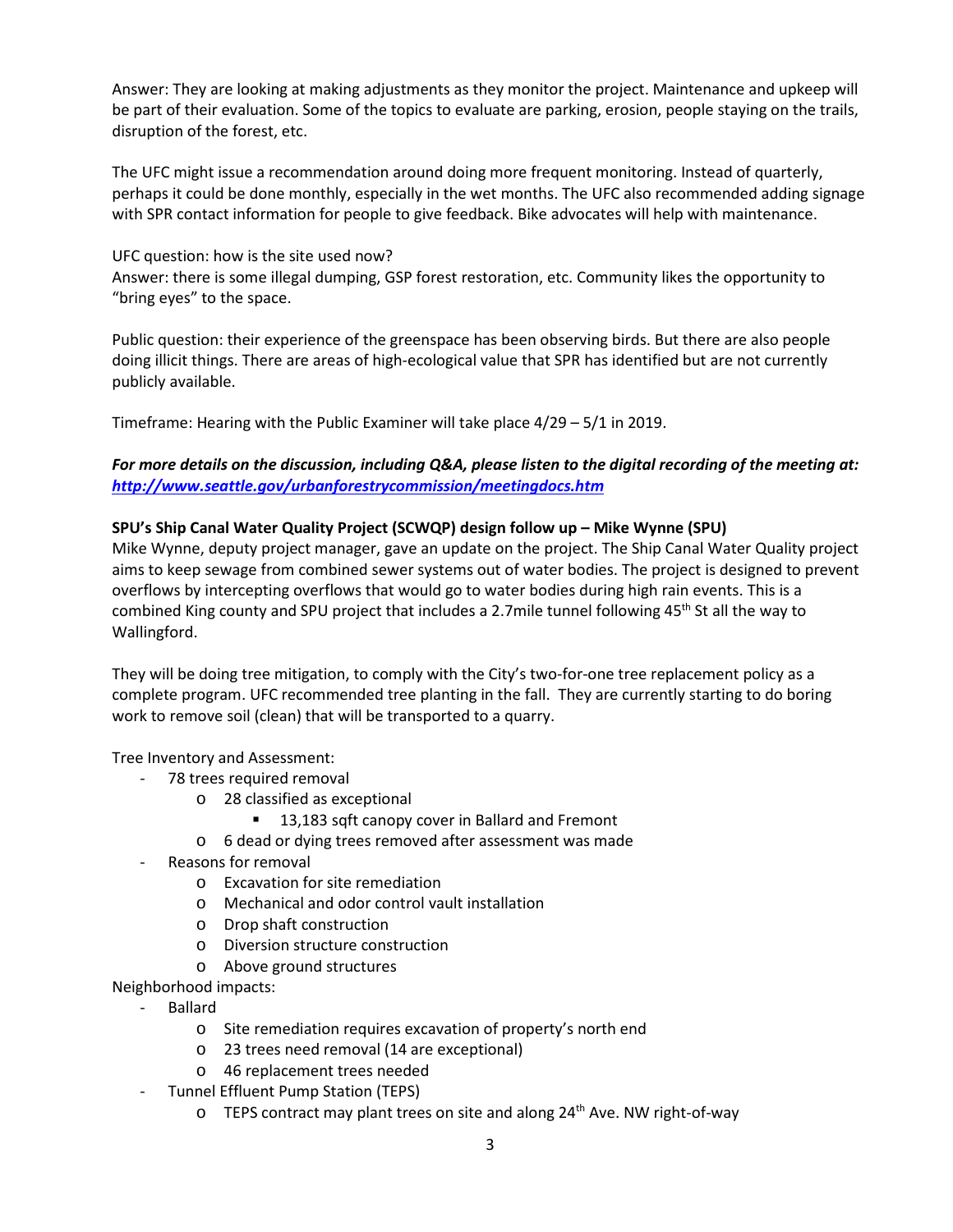Answer: They are looking at making adjustments as they monitor the project. Maintenance and upkeep will be part of their evaluation. Some of the topics to evaluate are parking, erosion, people staying on the trails, disruption of the forest, etc.

The UFC might issue a recommendation around doing more frequent monitoring. Instead of quarterly, perhaps it could be done monthly, especially in the wet months. The UFC also recommended adding signage with SPR contact information for people to give feedback. Bike advocates will help with maintenance.

UFC question: how is the site used now?
Answer: there is some illegal dumping, GSP forest restoration, etc. Community likes the opportunity to "bring eyes" to the space.

Public question: their experience of the greenspace has been observing birds. But there are also people doing illicit things. There are areas of high-ecological value that SPR has identified but are not currently publicly available.

Timeframe: Hearing with the Public Examiner will take place 4/29 – 5/1 in 2019.

***For more details on the discussion, including Q&A, please listen to the digital recording of the meeting at: [http://www.seattle.gov/urbanforestrycommission/meetingdocs.htm](http://www.seattle.gov/urbanforestrycommission/meetingdocs.htm)***

**SPU's Ship Canal Water Quality Project (SCWQP) design follow up – Mike Wynne (SPU)**

Mike Wynne, deputy project manager, gave an update on the project. The Ship Canal Water Quality project aims to keep sewage from combined sewer systems out of water bodies. The project is designed to prevent overflows by intercepting overflows that would go to water bodies during high rain events. This is a combined King county and SPU project that includes a 2.7mile tunnel following 45th St all the way to Wallingford.

They will be doing tree mitigation, to comply with the City's two-for-one tree replacement policy as a complete program. UFC recommended tree planting in the fall. They are currently starting to do boring work to remove soil (clean) that will be transported to a quarry.

Tree Inventory and Assessment:

- 78 trees required removal
  - 28 classified as exceptional
    - 13,183 sqft canopy cover in Ballard and Fremont
  - 6 dead or dying trees removed after assessment was made
- Reasons for removal
  - Excavation for site remediation
  - Mechanical and odor control vault installation
  - Drop shaft construction
  - Diversion structure construction
  - Above ground structures

Neighborhood impacts:

- Ballard
  - Site remediation requires excavation of property's north end
  - 23 trees need removal (14 are exceptional)
  - 46 replacement trees needed
- Tunnel Effluent Pump Station (TEPS)
  - TEPS contract may plant trees on site and along 24th Ave. NW right-of-way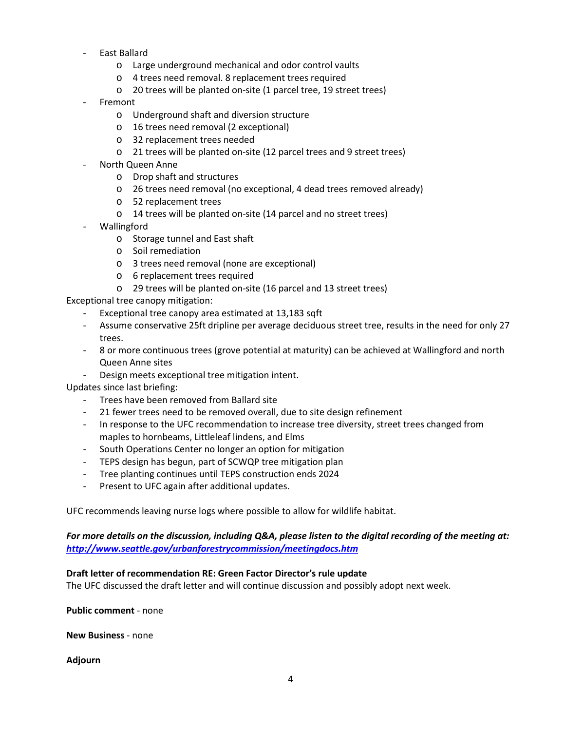- East Ballard
    - Large underground mechanical and odor control vaults
    - 4 trees need removal. 8 replacement trees required
    - 20 trees will be planted on-site (1 parcel tree, 19 street trees)
- Fremont
    - Underground shaft and diversion structure
    - 16 trees need removal (2 exceptional)
    - 32 replacement trees needed
    - 21 trees will be planted on-site (12 parcel trees and 9 street trees)
- North Queen Anne
    - Drop shaft and structures
    - 26 trees need removal (no exceptional, 4 dead trees removed already)
    - 52 replacement trees
    - 14 trees will be planted on-site (14 parcel and no street trees)
- Wallingford
    - Storage tunnel and East shaft
    - Soil remediation
    - 3 trees need removal (none are exceptional)
    - 6 replacement trees required
    - 29 trees will be planted on-site (16 parcel and 13 street trees)

Exceptional tree canopy mitigation:

- Exceptional tree canopy area estimated at 13,183 sqft
- Assume conservative 25ft dripline per average deciduous street tree, results in the need for only 27 trees.
- 8 or more continuous trees (grove potential at maturity) can be achieved at Wallingford and north Queen Anne sites
- Design meets exceptional tree mitigation intent.

Updates since last briefing:

- Trees have been removed from Ballard site
- 21 fewer trees need to be removed overall, due to site design refinement
- In response to the UFC recommendation to increase tree diversity, street trees changed from maples to hornbeams, Littleleaf lindens, and Elms
- South Operations Center no longer an option for mitigation
- TEPS design has begun, part of SCWQP tree mitigation plan
- Tree planting continues until TEPS construction ends 2024
- Present to UFC again after additional updates.

UFC recommends leaving nurse logs where possible to allow for wildlife habitat.

***For more details on the discussion, including Q&A, please listen to the digital recording of the meeting at: [http://www.seattle.gov/urbanforestrycommission/meetingdocs.htm](http://www.seattle.gov/urbanforestrycommission/meetingdocs.htm)***

**Draft letter of recommendation RE: Green Factor Director's rule update**
The UFC discussed the draft letter and will continue discussion and possibly adopt next week.

**Public comment** - none

**New Business** - none

**Adjourn**